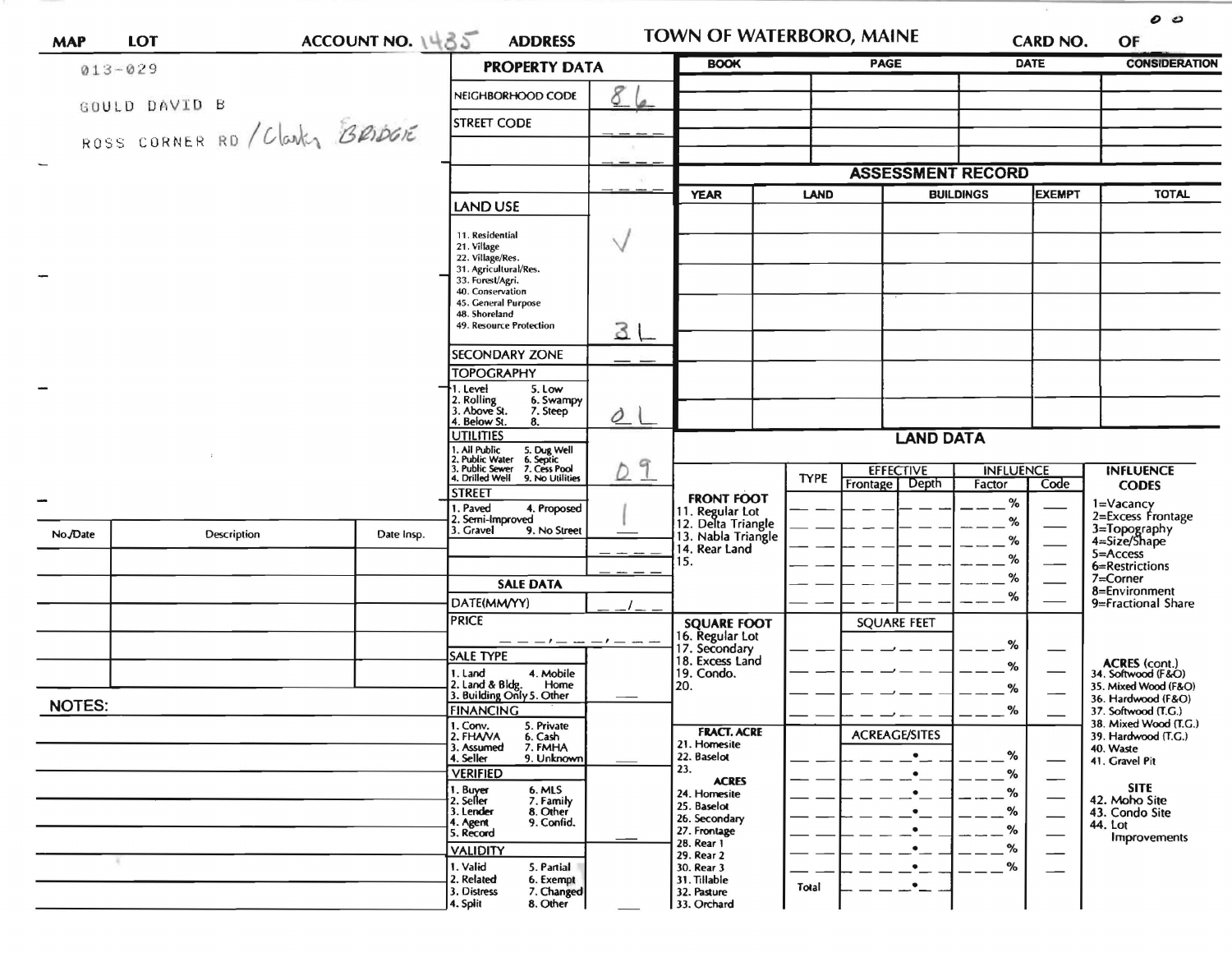**MAP** **LOT** **ACCOUNT NO.** 1435 **ADDRESS** **TOWN OF WATERBORO, MAINE** **CARD NO.** **OF** 0 0

013-029

GOULD DAVID B

ROSS CORNER RD / Clarks BRIDGE

## PROPERTY DATA

| | |
|---|---|
| NEIGHBORHOOD CODE | 86 |
| STREET CODE | |
| LAND USE<br>11. Residential<br>21. Village<br>22. Village/Res.<br>31. Agricultural/Res.<br>33. Forest/Agri.<br>40. Conservation<br>45. General Purpose<br>48. Shoreland<br>49. Resource Protection | ✓<br>3L |
| SECONDARY ZONE | |
| TOPOGRAPHY<br>1. Level 5. Low<br>2. Rolling 6. Swampy<br>3. Above St. 7. Steep<br>4. Below St. 8. | 0L |
| UTILITIES<br>1. All Public 5. Dug Well<br>2. Public Water 6. Septic<br>3. Public Sewer 7. Cess Pool<br>4. Drilled Well 9. No Utilities | 09 |
| STREET<br>1. Paved 4. Proposed<br>2. Semi-Improved<br>3. Gravel 9. No Street | 1 |

## SALE DATA

| | |
|---|---|
| DATE(MM/YY) | / |
| PRICE | |
| SALE TYPE<br>1. Land 4. Mobile Home<br>2. Land & Bldg. 5. Other<br>3. Building Only | |
| FINANCING<br>1. Conv. 5. Private<br>2. FHA/VA 6. Cash<br>3. Assumed 7. FMHA<br>4. Seller 9. Unknown | |
| VERIFIED<br>1. Buyer 6. MLS<br>2. Seller 7. Family<br>3. Lender 8. Other<br>4. Agent 9. Confid.<br>5. Record | |
| VALIDITY<br>1. Valid 5. Partial<br>2. Related 6. Exempt<br>3. Distress 7. Changed<br>4. Split 8. Other | |

| BOOK | PAGE | DATE | CONSIDERATION |
|---|---|---|---|
| | | | |
| | | | |
| | | | |
| | | | |
| | | | |

## ASSESSMENT RECORD

| YEAR | LAND | BUILDINGS | EXEMPT | TOTAL |
|---|---|---|---|---|
| | | | | |
| | | | | |
| | | | | |
| | | | | |
| | | | | |
| | | | | |
| | | | | |

## LAND DATA

| | TYPE | EFFECTIVE Frontage | EFFECTIVE Depth | INFLUENCE Factor | INFLUENCE Code |
|---|---|---|---|---|---|
| **FRONT FOOT**<br>11. Regular Lot<br>12. Delta Triangle<br>13. Nabla Triangle<br>14. Rear Land<br>15. | | | | % | |
| **SQUARE FOOT**<br>16. Regular Lot<br>17. Secondary<br>18. Excess Land<br>19. Condo.<br>20. | | SQUARE FEET | | % | |
| **FRACT. ACRE**<br>21. Homesite<br>22. Baselot<br>23.<br>**ACRES**<br>24. Homesite<br>25. Baselot<br>26. Secondary<br>27. Frontage<br>28. Rear 1<br>29. Rear 2<br>30. Rear 3<br>31. Tillable<br>32. Pasture<br>33. Orchard | Total | ACREAGE/SITES | | % | |

**INFLUENCE CODES**
1=Vacancy
2=Excess Frontage
3=Topography
4=Size/Shape
5=Access
6=Restrictions
7=Corner
8=Environment
9=Fractional Share

**ACRES (cont.)**
34. Softwood (F&O)
35. Mixed Wood (F&O)
36. Hardwood (F&O)
37. Softwood (T.G.)
38. Mixed Wood (T.G.)
39. Hardwood (T.G.)
40. Waste
41. Gravel Pit

**SITE**
42. Moho Site
43. Condo Site
44. Lot Improvements

| No./Date | Description | Date Insp. |
|---|---|---|
| | | |
| | | |
| | | |
| | | |
| | | |

**NOTES:**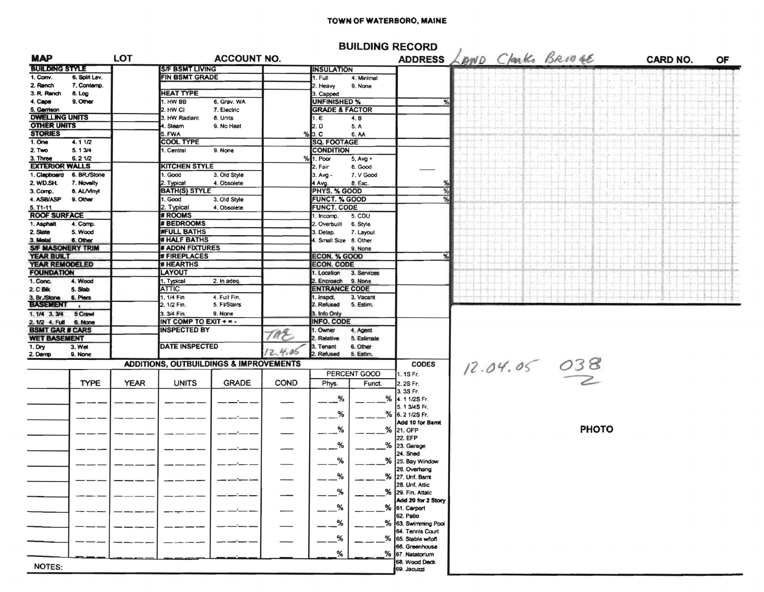TOWN OF WATERBORO, MAINE

# BUILDING RECORD

**MAP** | **LOT** | **ACCOUNT NO.** | **ADDRESS** LAND Clarks BRIDGE | **CARD NO.** | **OF**

| | | | | | |
|---|---|---|---|---|---|
| **BUILDING STYLE** | | **S/F BSMT LIVING** | | **INSULATION** | |
| 1. Conv. 6. Split Lev. | | **FIN BSMT GRADE** | | 1. Full 4. Minimal | |
| 2. Ranch 7. Contemp. | | | | 2. Heavy 9. None | |
| 3. R. Ranch 8. Log | | **HEAT TYPE** | | 3. Capped | |
| 4. Cape 9. Other | | 1. HW BB 6. Grav. WA | | **UNFINISHED %** | % |
| 5. Garrison | | 2. HW CI 7. Electric | | **GRADE & FACTOR** | |
| **DWELLING UNITS** | | 3. HW Radiant 8. Units | | 1. E 4. B | |
| **OTHER UNITS** | | 4. Steam 9. No Heat | | 2. D 5. A | |
| **STORIES** | | 5. FWA | % | 3. C 6. AA | |
| 1. One 4. 1 1/2 | | **COOL TYPE** | | **SQ. FOOTAGE** | |
| 2. Two 5. 1 3/4 | | 1. Central 9. None | | **CONDITION** | |
| 3. Three 6. 2 1/2 | | | % | 1. Poor 5. Avg + | |
| **EXTERIOR WALLS** | | **KITCHEN STYLE** | | 2. Fair 6. Good | ___ |
| 1. Clapboard 6. BR/Stone | | 1. Good 3. Old Style | | 3. Avg - 7. V Good | |
| 2. WD.SH. 7. Novelty | | 2. Typical 4. Obsolete | | 4 Avg. 8. Exc. | % |
| 3. Comp. 8. AL/Vinyl | | **BATH(S) STYLE** | | **PHYS. % GOOD** | % |
| 4. ASB/ASP 9. Other | | 1. Good 3. Old Style | | **FUNCT. % GOOD** | % |
| 5. T1-11 | | 2. Typical 4. Obsolete | | **FUNCT. CODE** | |
| **ROOF SURFACE** | | **# ROOMS** | | 1. Incomp. 5. CDU | |
| 1. Asphalt 4. Comp. | | **# BEDROOMS** | | 2. Overbuilt 6. Style | |
| 2. Slate 5. Wood | | **#FULL BATHS** | | 3. Delap. 7. Layout | |
| 3. Metal 6. Other | | **# HALF BATHS** | | 4. Small Size 8. Other | |
| **S/F MASONERY TRIM** | | **# ADDN FIXTURES** | | 9. None | |
| **YEAR BUILT** | | **# FIREPLACES** | | **ECON. % GOOD** | % |
| **YEAR REMODELED** | | **# HEARTHS** | | **ECON. CODE** | |
| **FOUNDATION** | | **LAYOUT** | | 1. Location 3. Services | |
| 1. Conc. 4. Wood | | 1. Typical 2. In adeq. | | 2. Encroach 9. None | |
| 2. C Blk 5. Slab | | **ATTIC** | | **ENTRANCE CODE** | |
| 3. Br./Stone 6. Piers | | 1. 1/4 Fin 4. Full Fin. | | 1. Inspct. 3. Vacant | |
| **BASEMENT** | | 2. 1/2 Fin. 5. Fl/Stairs | | 2. Refused 5. Estim. | |
| 1. 1/4 3. 3/4 5 Crawl | | 3. 3/4 Fin. 9. None | | 3. Info Only | |
| 2. 1/2 4. Full 6. None | | **INT COMP TO EXIT + = -** | | **INFO. CODE** | |
| **BSMT GAR # CARS** | | **INSPECTED BY** | TAE | 1. Owner 4. Agent | |
| **WET BASEMENT** | | | | 2. Relative 5. Estimate | |
| 1. Dry 3. Wet | | **DATE INSPECTED** | 12.4.05 | 3. Tenant 6. Other | |
| 2. Damp 9. None | | | | 2. Refused 5. Estim. | |

12.04.05 038 2

PHOTO

## ADDITIONS, OUTBUILDINGS & IMPROVEMENTS

| | TYPE | YEAR | UNITS | GRADE | COND | PERCENT GOOD Phys. | Funct. |
|---|---|---|---|---|---|---|---|
| | | | | | | % | % |
| | | | | | | % | % |
| | | | | | | % | % |
| | | | | | | % | % |
| | | | | | | % | % |
| | | | | | | % | % |
| | | | | | | % | % |
| | | | | | | % | % |
| | | | | | | % | % |
| | | | | | | % | % |
| | | | | | | % | % |

**CODES**
1. 1S Fr.
2. 2S Fr.
3. 3S Fr.
4. 1 1/2S Fr.
5. 1 3/4S Fr.
6. 2 1/2S Fr.
**Add 10 for Bsmt**
21. OFP
22. EFP
23. Garage
24. Shed
25. Bay Window
26. Overhang
27. Unf. Bsmt
28. Unf. Attic
29. Fin. Attaic
**Add 20 for 2 Story**
61. Carport
62. Patio
63. Swimming Pool
64. Tennis Court
65. Stable w/loft
66. Greenhouse
67. Natatorium
68. Wood Deck
69. Jacuzzi

NOTES: